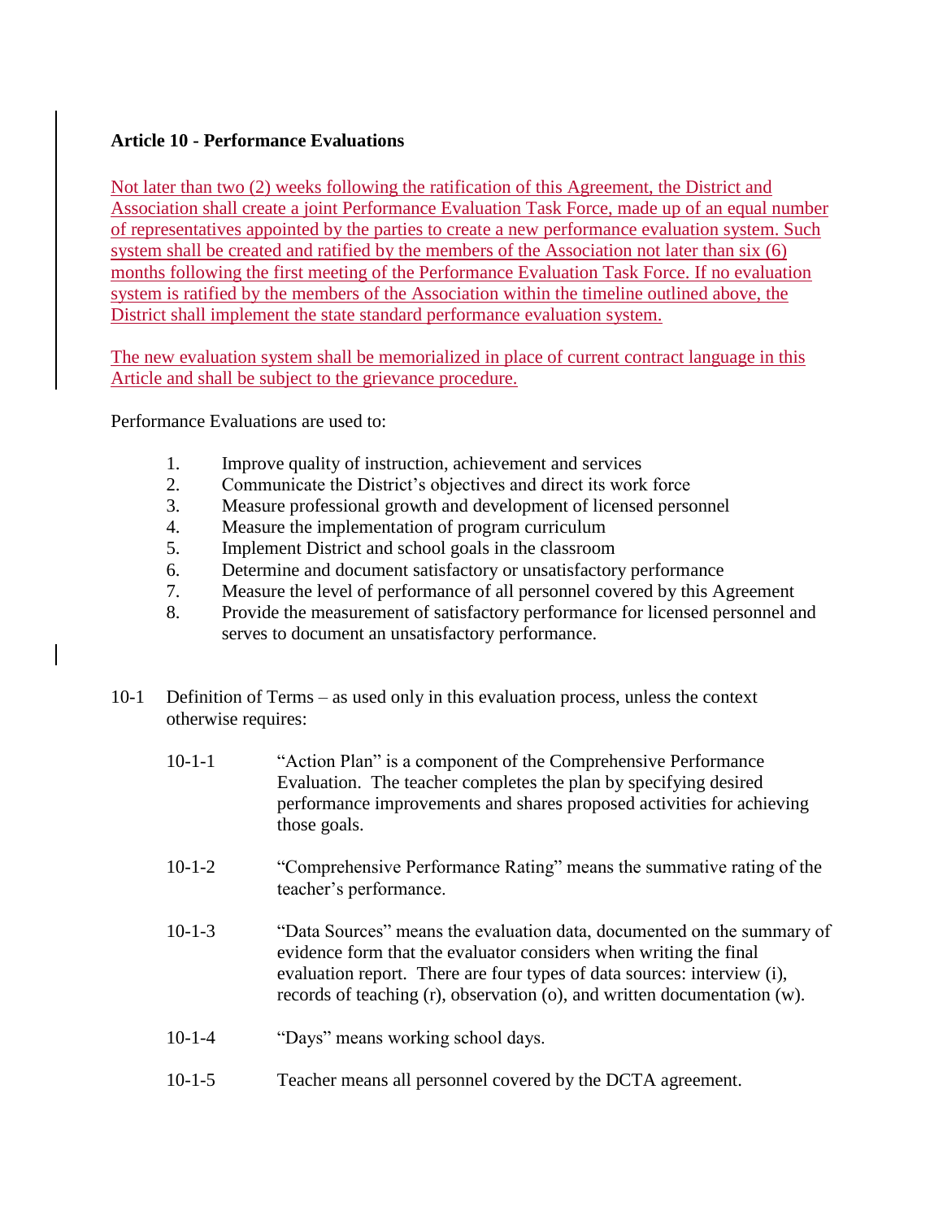**Article 10 - Performance Evaluations**

Not later than two (2) weeks following the ratification of this Agreement, the District and Association shall create a joint Performance Evaluation Task Force, made up of an equal number of representatives appointed by the parties to create a new performance evaluation system. Such system shall be created and ratified by the members of the Association not later than six (6) months following the first meeting of the Performance Evaluation Task Force. If no evaluation system is ratified by the members of the Association within the timeline outlined above, the District shall implement the state standard performance evaluation system.

The new evaluation system shall be memorialized in place of current contract language in this Article and shall be subject to the grievance procedure.

Performance Evaluations are used to:

1. Improve quality of instruction, achievement and services
2. Communicate the District's objectives and direct its work force
3. Measure professional growth and development of licensed personnel
4. Measure the implementation of program curriculum
5. Implement District and school goals in the classroom
6. Determine and document satisfactory or unsatisfactory performance
7. Measure the level of performance of all personnel covered by this Agreement
8. Provide the measurement of satisfactory performance for licensed personnel and serves to document an unsatisfactory performance.

10-1 Definition of Terms – as used only in this evaluation process, unless the context otherwise requires:

10-1-1 "Action Plan" is a component of the Comprehensive Performance Evaluation. The teacher completes the plan by specifying desired performance improvements and shares proposed activities for achieving those goals.

10-1-2 "Comprehensive Performance Rating" means the summative rating of the teacher's performance.

10-1-3 "Data Sources" means the evaluation data, documented on the summary of evidence form that the evaluator considers when writing the final evaluation report. There are four types of data sources: interview (i), records of teaching (r), observation (o), and written documentation (w).

10-1-4 "Days" means working school days.

10-1-5 Teacher means all personnel covered by the DCTA agreement.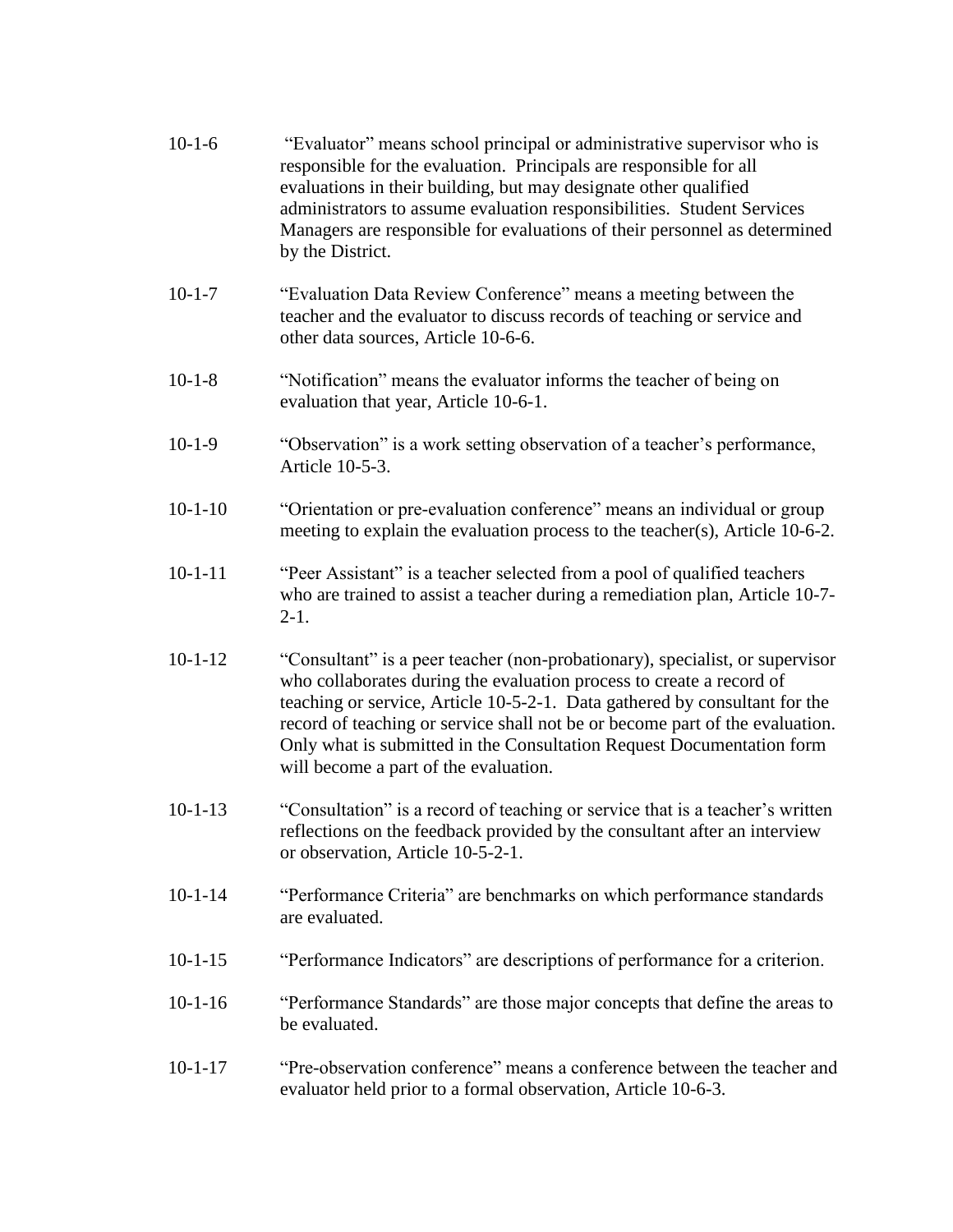10-1-6 "Evaluator" means school principal or administrative supervisor who is responsible for the evaluation. Principals are responsible for all evaluations in their building, but may designate other qualified administrators to assume evaluation responsibilities. Student Services Managers are responsible for evaluations of their personnel as determined by the District.

10-1-7 "Evaluation Data Review Conference" means a meeting between the teacher and the evaluator to discuss records of teaching or service and other data sources, Article 10-6-6.

10-1-8 "Notification" means the evaluator informs the teacher of being on evaluation that year, Article 10-6-1.

10-1-9 "Observation" is a work setting observation of a teacher's performance, Article 10-5-3.

10-1-10 "Orientation or pre-evaluation conference" means an individual or group meeting to explain the evaluation process to the teacher(s), Article 10-6-2.

10-1-11 "Peer Assistant" is a teacher selected from a pool of qualified teachers who are trained to assist a teacher during a remediation plan, Article 10-7-2-1.

10-1-12 "Consultant" is a peer teacher (non-probationary), specialist, or supervisor who collaborates during the evaluation process to create a record of teaching or service, Article 10-5-2-1. Data gathered by consultant for the record of teaching or service shall not be or become part of the evaluation. Only what is submitted in the Consultation Request Documentation form will become a part of the evaluation.

10-1-13 "Consultation" is a record of teaching or service that is a teacher's written reflections on the feedback provided by the consultant after an interview or observation, Article 10-5-2-1.

10-1-14 "Performance Criteria" are benchmarks on which performance standards are evaluated.

10-1-15 "Performance Indicators" are descriptions of performance for a criterion.

10-1-16 "Performance Standards" are those major concepts that define the areas to be evaluated.

10-1-17 "Pre-observation conference" means a conference between the teacher and evaluator held prior to a formal observation, Article 10-6-3.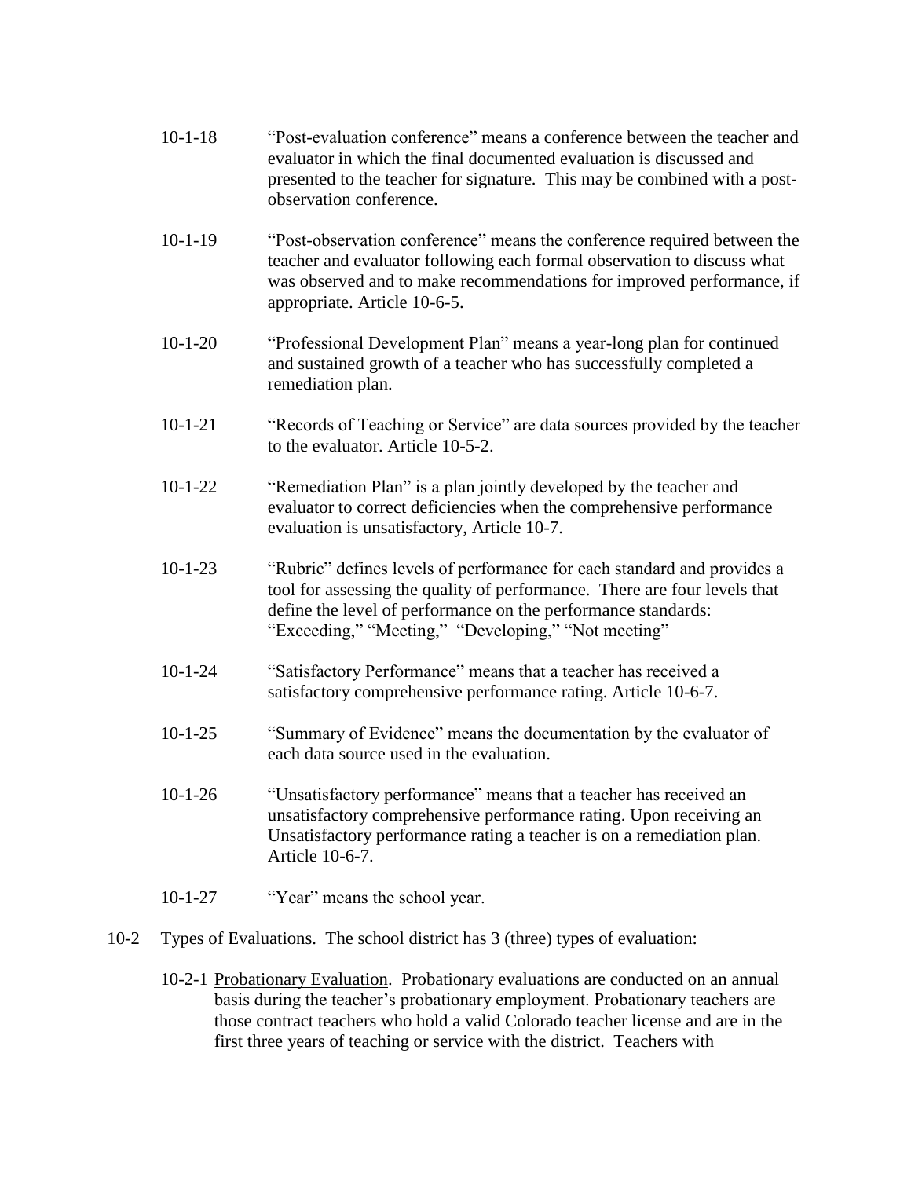10-1-18 "Post-evaluation conference" means a conference between the teacher and evaluator in which the final documented evaluation is discussed and presented to the teacher for signature. This may be combined with a post-observation conference.

10-1-19 "Post-observation conference" means the conference required between the teacher and evaluator following each formal observation to discuss what was observed and to make recommendations for improved performance, if appropriate. Article 10-6-5.

10-1-20 "Professional Development Plan" means a year-long plan for continued and sustained growth of a teacher who has successfully completed a remediation plan.

10-1-21 "Records of Teaching or Service" are data sources provided by the teacher to the evaluator. Article 10-5-2.

10-1-22 "Remediation Plan" is a plan jointly developed by the teacher and evaluator to correct deficiencies when the comprehensive performance evaluation is unsatisfactory, Article 10-7.

10-1-23 "Rubric" defines levels of performance for each standard and provides a tool for assessing the quality of performance. There are four levels that define the level of performance on the performance standards: "Exceeding," "Meeting," "Developing," "Not meeting"

10-1-24 "Satisfactory Performance" means that a teacher has received a satisfactory comprehensive performance rating. Article 10-6-7.

10-1-25 "Summary of Evidence" means the documentation by the evaluator of each data source used in the evaluation.

10-1-26 "Unsatisfactory performance" means that a teacher has received an unsatisfactory comprehensive performance rating. Upon receiving an Unsatisfactory performance rating a teacher is on a remediation plan. Article 10-6-7.

10-1-27 "Year" means the school year.

10-2 Types of Evaluations. The school district has 3 (three) types of evaluation:

10-2-1 Probationary Evaluation. Probationary evaluations are conducted on an annual basis during the teacher's probationary employment. Probationary teachers are those contract teachers who hold a valid Colorado teacher license and are in the first three years of teaching or service with the district. Teachers with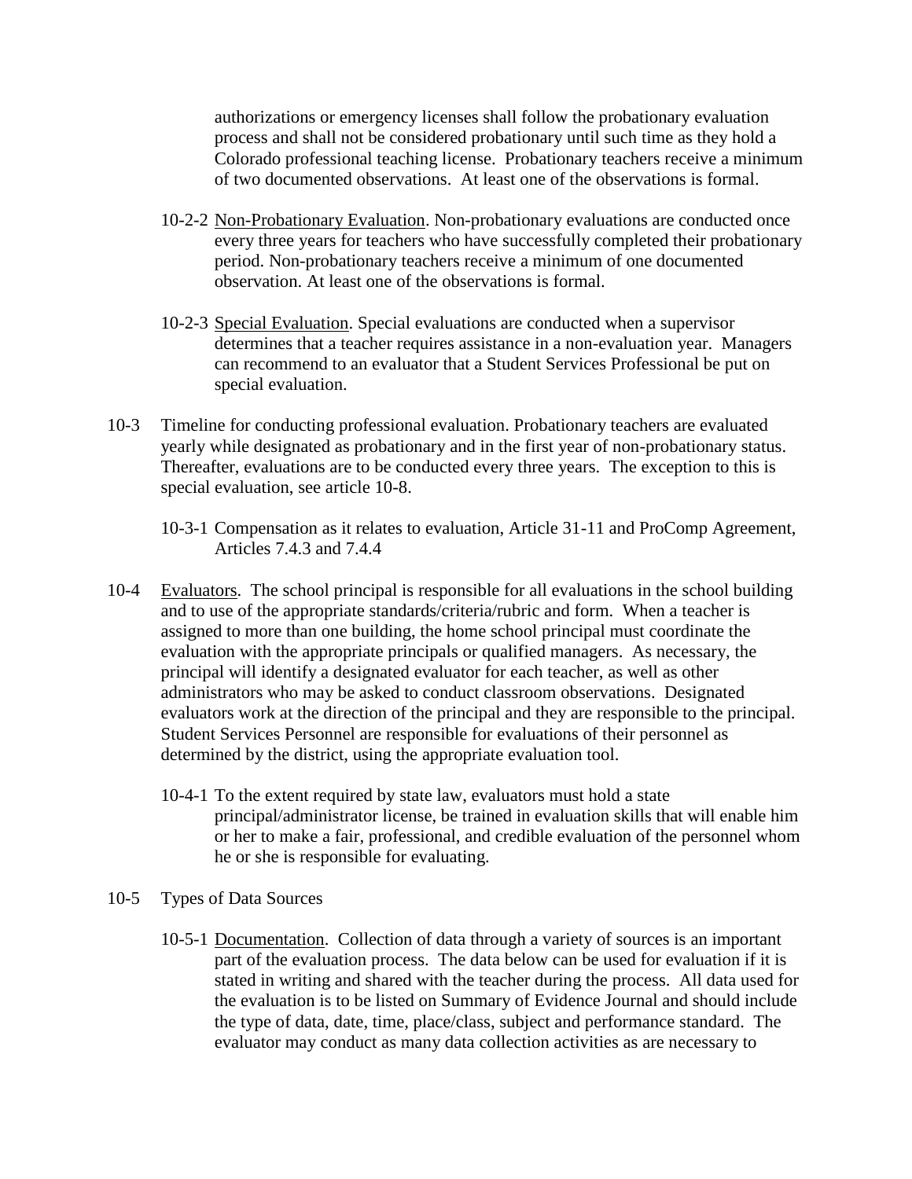authorizations or emergency licenses shall follow the probationary evaluation process and shall not be considered probationary until such time as they hold a Colorado professional teaching license. Probationary teachers receive a minimum of two documented observations. At least one of the observations is formal.

10-2-2 Non-Probationary Evaluation. Non-probationary evaluations are conducted once every three years for teachers who have successfully completed their probationary period. Non-probationary teachers receive a minimum of one documented observation. At least one of the observations is formal.

10-2-3 Special Evaluation. Special evaluations are conducted when a supervisor determines that a teacher requires assistance in a non-evaluation year. Managers can recommend to an evaluator that a Student Services Professional be put on special evaluation.

10-3 Timeline for conducting professional evaluation. Probationary teachers are evaluated yearly while designated as probationary and in the first year of non-probationary status. Thereafter, evaluations are to be conducted every three years. The exception to this is special evaluation, see article 10-8.

10-3-1 Compensation as it relates to evaluation, Article 31-11 and ProComp Agreement, Articles 7.4.3 and 7.4.4

10-4 Evaluators. The school principal is responsible for all evaluations in the school building and to use of the appropriate standards/criteria/rubric and form. When a teacher is assigned to more than one building, the home school principal must coordinate the evaluation with the appropriate principals or qualified managers. As necessary, the principal will identify a designated evaluator for each teacher, as well as other administrators who may be asked to conduct classroom observations. Designated evaluators work at the direction of the principal and they are responsible to the principal. Student Services Personnel are responsible for evaluations of their personnel as determined by the district, using the appropriate evaluation tool.

10-4-1 To the extent required by state law, evaluators must hold a state principal/administrator license, be trained in evaluation skills that will enable him or her to make a fair, professional, and credible evaluation of the personnel whom he or she is responsible for evaluating.

10-5 Types of Data Sources

10-5-1 Documentation. Collection of data through a variety of sources is an important part of the evaluation process. The data below can be used for evaluation if it is stated in writing and shared with the teacher during the process. All data used for the evaluation is to be listed on Summary of Evidence Journal and should include the type of data, date, time, place/class, subject and performance standard. The evaluator may conduct as many data collection activities as are necessary to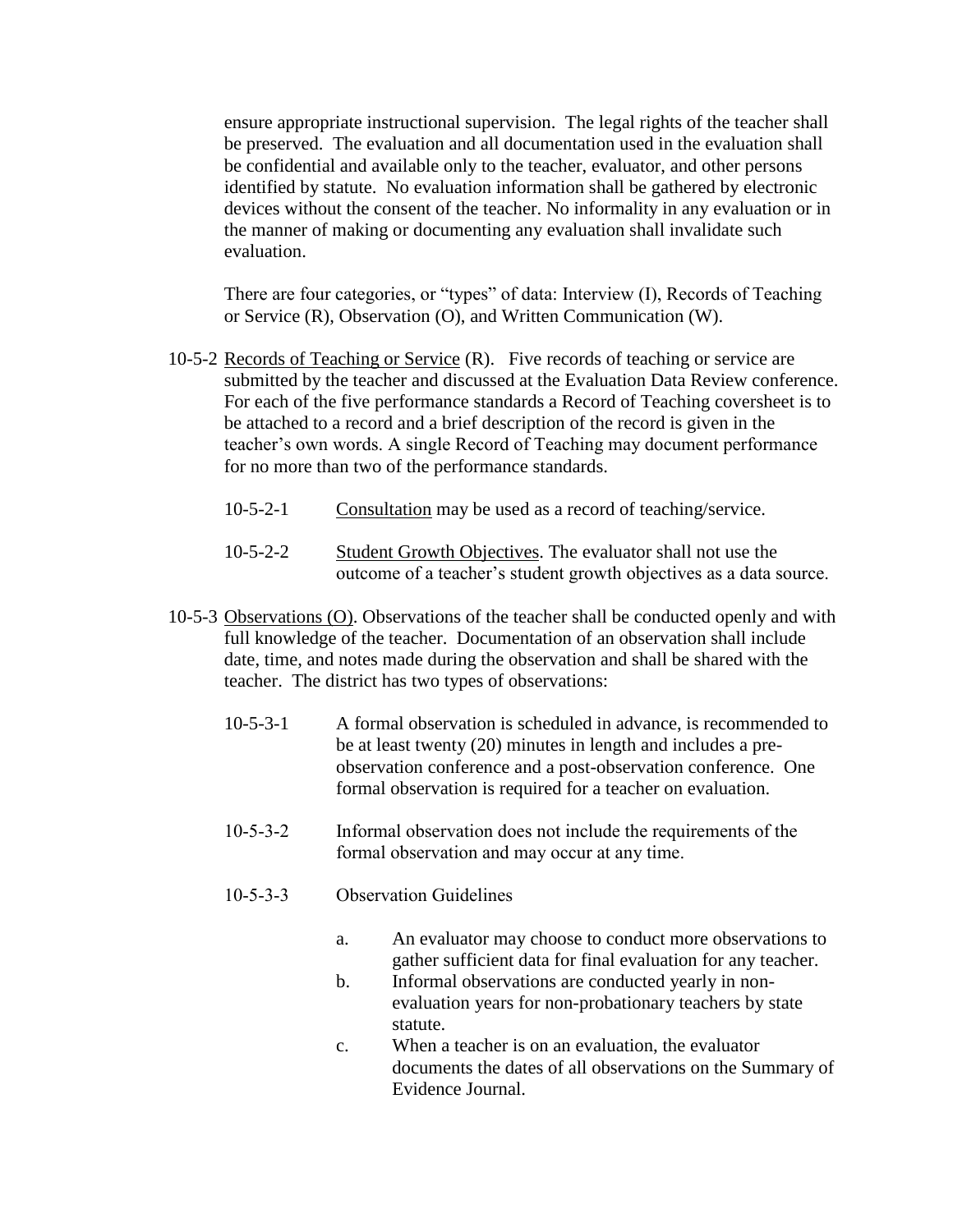ensure appropriate instructional supervision. The legal rights of the teacher shall be preserved. The evaluation and all documentation used in the evaluation shall be confidential and available only to the teacher, evaluator, and other persons identified by statute. No evaluation information shall be gathered by electronic devices without the consent of the teacher. No informality in any evaluation or in the manner of making or documenting any evaluation shall invalidate such evaluation.

There are four categories, or "types" of data: Interview (I), Records of Teaching or Service (R), Observation (O), and Written Communication (W).

10-5-2 <u>Records of Teaching or Service</u> (R). Five records of teaching or service are submitted by the teacher and discussed at the Evaluation Data Review conference. For each of the five performance standards a Record of Teaching coversheet is to be attached to a record and a brief description of the record is given in the teacher's own words. A single Record of Teaching may document performance for no more than two of the performance standards.

10-5-2-1 <u>Consultation</u> may be used as a record of teaching/service.

10-5-2-2 <u>Student Growth Objectives</u>. The evaluator shall not use the outcome of a teacher's student growth objectives as a data source.

10-5-3 <u>Observations (O)</u>. Observations of the teacher shall be conducted openly and with full knowledge of the teacher. Documentation of an observation shall include date, time, and notes made during the observation and shall be shared with the teacher. The district has two types of observations:

10-5-3-1 A formal observation is scheduled in advance, is recommended to be at least twenty (20) minutes in length and includes a pre-observation conference and a post-observation conference. One formal observation is required for a teacher on evaluation.

10-5-3-2 Informal observation does not include the requirements of the formal observation and may occur at any time.

10-5-3-3 Observation Guidelines

a. An evaluator may choose to conduct more observations to gather sufficient data for final evaluation for any teacher.
b. Informal observations are conducted yearly in non-evaluation years for non-probationary teachers by state statute.
c. When a teacher is on an evaluation, the evaluator documents the dates of all observations on the Summary of Evidence Journal.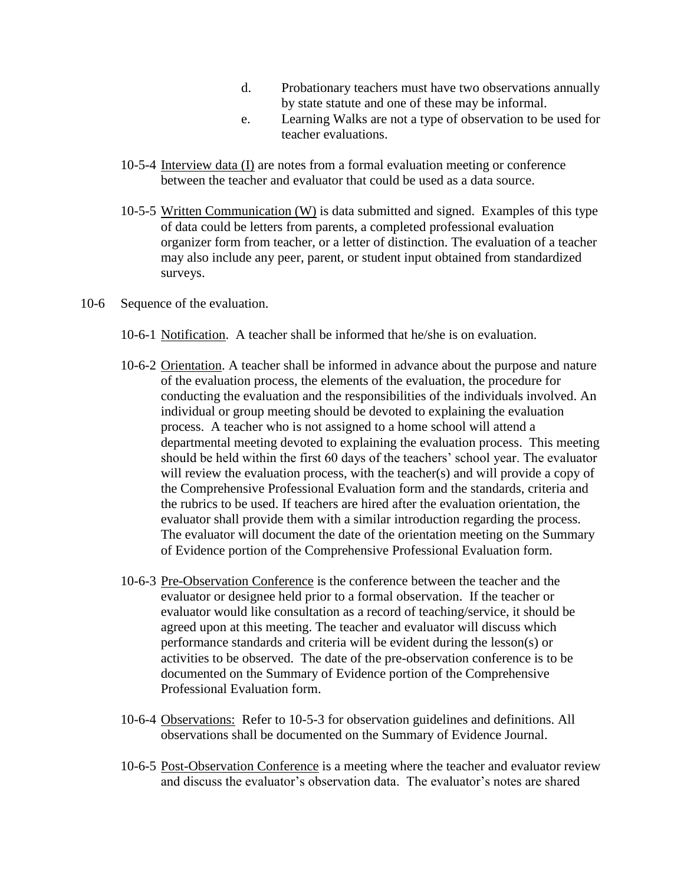d. Probationary teachers must have two observations annually by state statute and one of these may be informal.

e. Learning Walks are not a type of observation to be used for teacher evaluations.

10-5-4 Interview data (I) are notes from a formal evaluation meeting or conference between the teacher and evaluator that could be used as a data source.

10-5-5 Written Communication (W) is data submitted and signed. Examples of this type of data could be letters from parents, a completed professional evaluation organizer form from teacher, or a letter of distinction. The evaluation of a teacher may also include any peer, parent, or student input obtained from standardized surveys.

10-6 Sequence of the evaluation.

10-6-1 Notification. A teacher shall be informed that he/she is on evaluation.

10-6-2 Orientation. A teacher shall be informed in advance about the purpose and nature of the evaluation process, the elements of the evaluation, the procedure for conducting the evaluation and the responsibilities of the individuals involved. An individual or group meeting should be devoted to explaining the evaluation process. A teacher who is not assigned to a home school will attend a departmental meeting devoted to explaining the evaluation process. This meeting should be held within the first 60 days of the teachers' school year. The evaluator will review the evaluation process, with the teacher(s) and will provide a copy of the Comprehensive Professional Evaluation form and the standards, criteria and the rubrics to be used. If teachers are hired after the evaluation orientation, the evaluator shall provide them with a similar introduction regarding the process. The evaluator will document the date of the orientation meeting on the Summary of Evidence portion of the Comprehensive Professional Evaluation form.

10-6-3 Pre-Observation Conference is the conference between the teacher and the evaluator or designee held prior to a formal observation. If the teacher or evaluator would like consultation as a record of teaching/service, it should be agreed upon at this meeting. The teacher and evaluator will discuss which performance standards and criteria will be evident during the lesson(s) or activities to be observed. The date of the pre-observation conference is to be documented on the Summary of Evidence portion of the Comprehensive Professional Evaluation form.

10-6-4 Observations: Refer to 10-5-3 for observation guidelines and definitions. All observations shall be documented on the Summary of Evidence Journal.

10-6-5 Post-Observation Conference is a meeting where the teacher and evaluator review and discuss the evaluator's observation data. The evaluator's notes are shared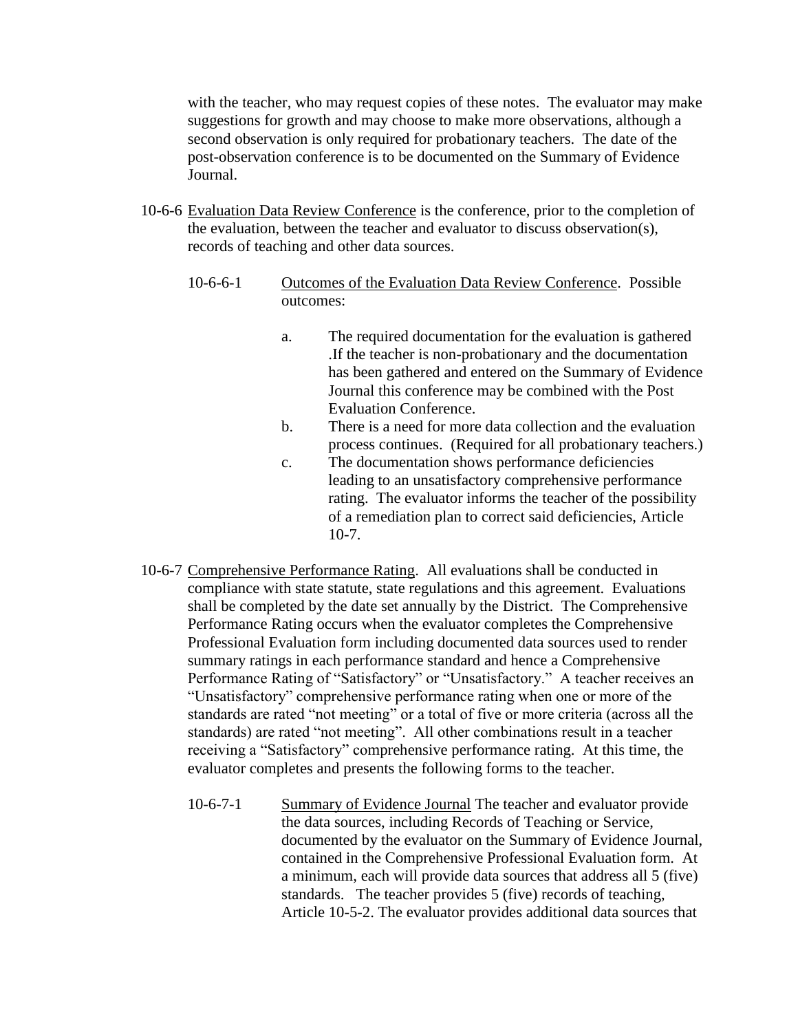with the teacher, who may request copies of these notes. The evaluator may make suggestions for growth and may choose to make more observations, although a second observation is only required for probationary teachers. The date of the post-observation conference is to be documented on the Summary of Evidence Journal.

10-6-6 <u>Evaluation Data Review Conference</u> is the conference, prior to the completion of the evaluation, between the teacher and evaluator to discuss observation(s), records of teaching and other data sources.

10-6-6-1 <u>Outcomes of the Evaluation Data Review Conference</u>. Possible outcomes:

a. The required documentation for the evaluation is gathered .If the teacher is non-probationary and the documentation has been gathered and entered on the Summary of Evidence Journal this conference may be combined with the Post Evaluation Conference.

b. There is a need for more data collection and the evaluation process continues. (Required for all probationary teachers.)

c. The documentation shows performance deficiencies leading to an unsatisfactory comprehensive performance rating. The evaluator informs the teacher of the possibility of a remediation plan to correct said deficiencies, Article 10-7.

10-6-7 <u>Comprehensive Performance Rating</u>. All evaluations shall be conducted in compliance with state statute, state regulations and this agreement. Evaluations shall be completed by the date set annually by the District. The Comprehensive Performance Rating occurs when the evaluator completes the Comprehensive Professional Evaluation form including documented data sources used to render summary ratings in each performance standard and hence a Comprehensive Performance Rating of "Satisfactory" or "Unsatisfactory." A teacher receives an "Unsatisfactory" comprehensive performance rating when one or more of the standards are rated "not meeting" or a total of five or more criteria (across all the standards) are rated "not meeting". All other combinations result in a teacher receiving a "Satisfactory" comprehensive performance rating. At this time, the evaluator completes and presents the following forms to the teacher.

10-6-7-1 <u>Summary of Evidence Journal</u> The teacher and evaluator provide the data sources, including Records of Teaching or Service, documented by the evaluator on the Summary of Evidence Journal, contained in the Comprehensive Professional Evaluation form. At a minimum, each will provide data sources that address all 5 (five) standards. The teacher provides 5 (five) records of teaching, Article 10-5-2. The evaluator provides additional data sources that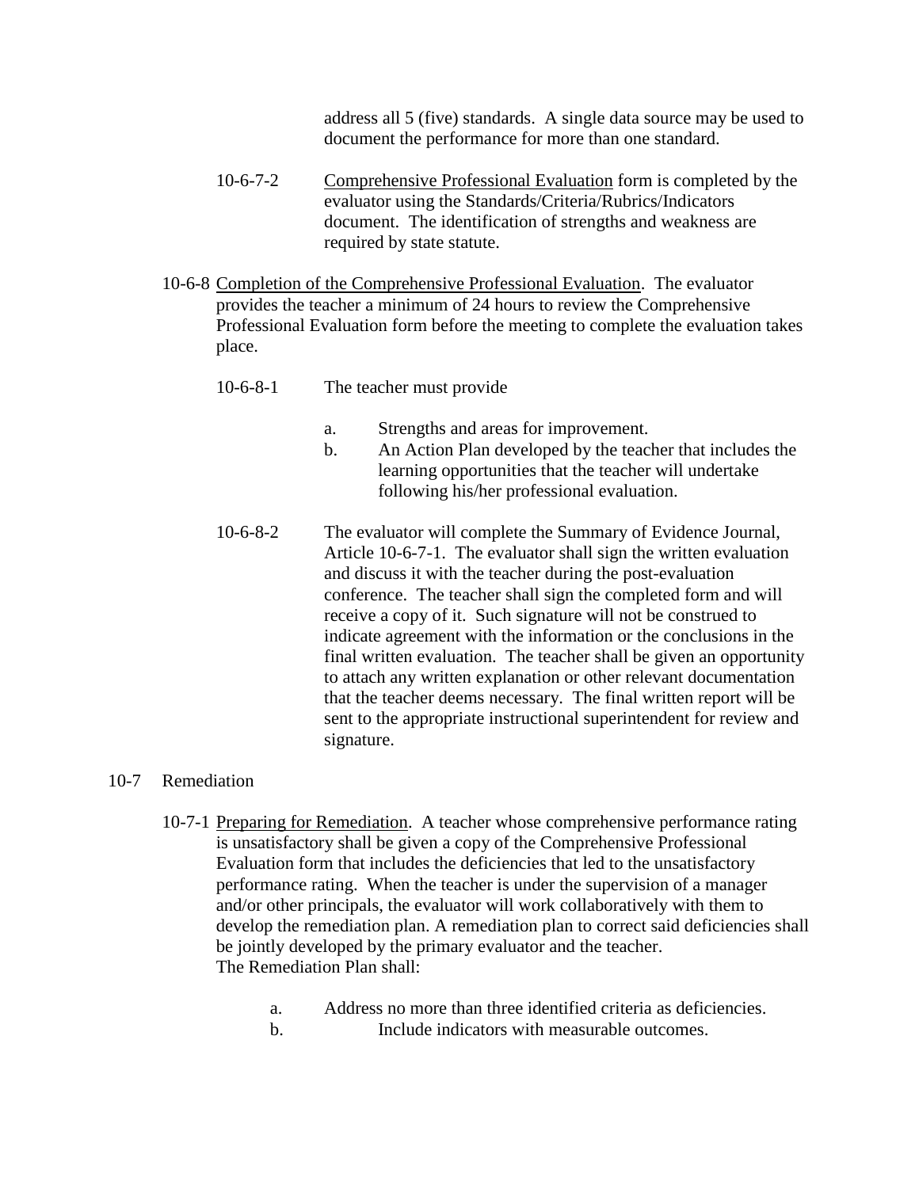address all 5 (five) standards. A single data source may be used to document the performance for more than one standard.

10-6-7-2 Comprehensive Professional Evaluation form is completed by the evaluator using the Standards/Criteria/Rubrics/Indicators document. The identification of strengths and weakness are required by state statute.

10-6-8 Completion of the Comprehensive Professional Evaluation. The evaluator provides the teacher a minimum of 24 hours to review the Comprehensive Professional Evaluation form before the meeting to complete the evaluation takes place.

10-6-8-1 The teacher must provide

a. Strengths and areas for improvement.
b. An Action Plan developed by the teacher that includes the learning opportunities that the teacher will undertake following his/her professional evaluation.

10-6-8-2 The evaluator will complete the Summary of Evidence Journal, Article 10-6-7-1. The evaluator shall sign the written evaluation and discuss it with the teacher during the post-evaluation conference. The teacher shall sign the completed form and will receive a copy of it. Such signature will not be construed to indicate agreement with the information or the conclusions in the final written evaluation. The teacher shall be given an opportunity to attach any written explanation or other relevant documentation that the teacher deems necessary. The final written report will be sent to the appropriate instructional superintendent for review and signature.

10-7 Remediation

10-7-1 Preparing for Remediation. A teacher whose comprehensive performance rating is unsatisfactory shall be given a copy of the Comprehensive Professional Evaluation form that includes the deficiencies that led to the unsatisfactory performance rating. When the teacher is under the supervision of a manager and/or other principals, the evaluator will work collaboratively with them to develop the remediation plan. A remediation plan to correct said deficiencies shall be jointly developed by the primary evaluator and the teacher.
The Remediation Plan shall:

a. Address no more than three identified criteria as deficiencies.
b. Include indicators with measurable outcomes.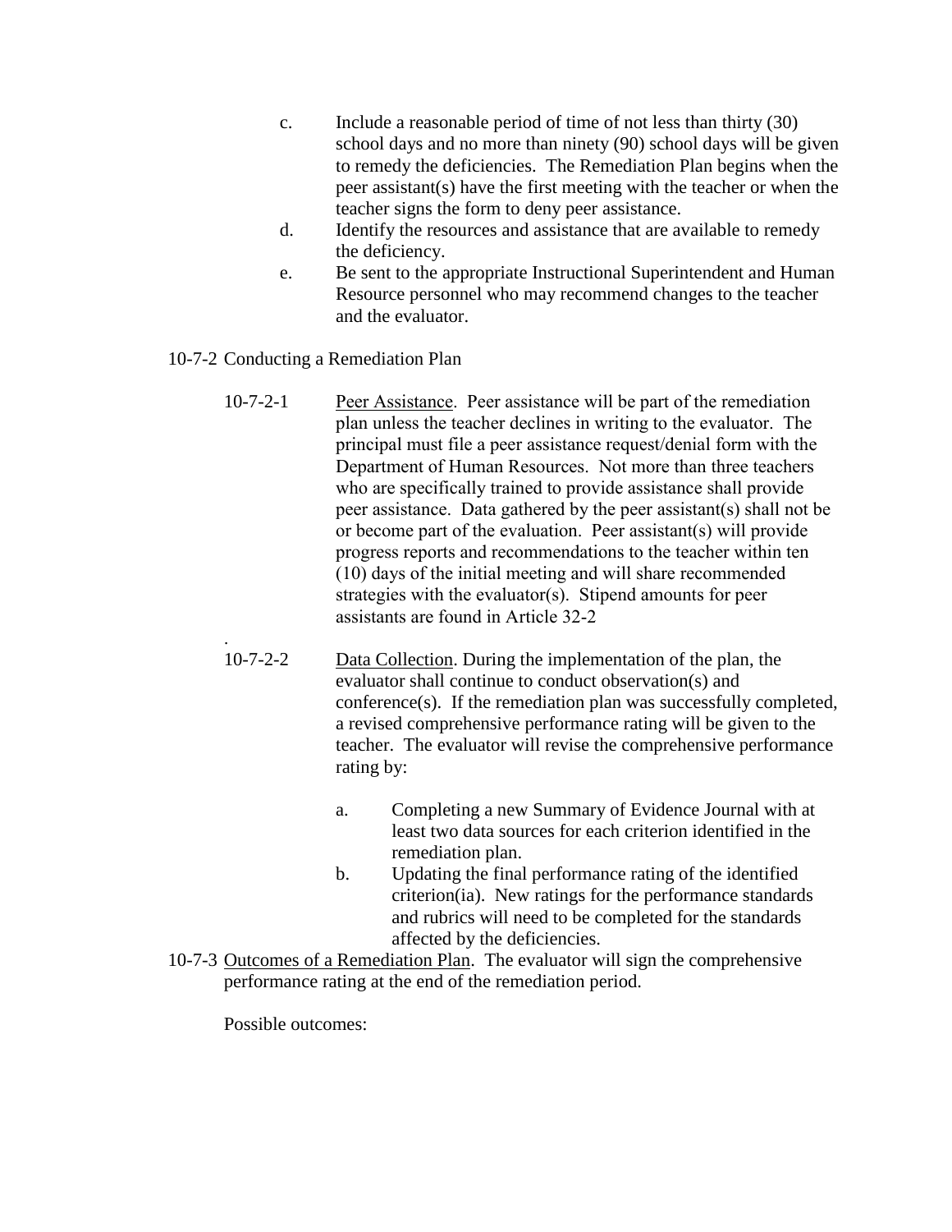c. Include a reasonable period of time of not less than thirty (30) school days and no more than ninety (90) school days will be given to remedy the deficiencies. The Remediation Plan begins when the peer assistant(s) have the first meeting with the teacher or when the teacher signs the form to deny peer assistance.

d. Identify the resources and assistance that are available to remedy the deficiency.

e. Be sent to the appropriate Instructional Superintendent and Human Resource personnel who may recommend changes to the teacher and the evaluator.

10-7-2 Conducting a Remediation Plan

10-7-2-1 Peer Assistance. Peer assistance will be part of the remediation plan unless the teacher declines in writing to the evaluator. The principal must file a peer assistance request/denial form with the Department of Human Resources. Not more than three teachers who are specifically trained to provide assistance shall provide peer assistance. Data gathered by the peer assistant(s) shall not be or become part of the evaluation. Peer assistant(s) will provide progress reports and recommendations to the teacher within ten (10) days of the initial meeting and will share recommended strategies with the evaluator(s). Stipend amounts for peer assistants are found in Article 32-2

.

10-7-2-2 Data Collection. During the implementation of the plan, the evaluator shall continue to conduct observation(s) and conference(s). If the remediation plan was successfully completed, a revised comprehensive performance rating will be given to the teacher. The evaluator will revise the comprehensive performance rating by:

a. Completing a new Summary of Evidence Journal with at least two data sources for each criterion identified in the remediation plan.

b. Updating the final performance rating of the identified criterion(ia). New ratings for the performance standards and rubrics will need to be completed for the standards affected by the deficiencies.

10-7-3 Outcomes of a Remediation Plan. The evaluator will sign the comprehensive performance rating at the end of the remediation period.

Possible outcomes: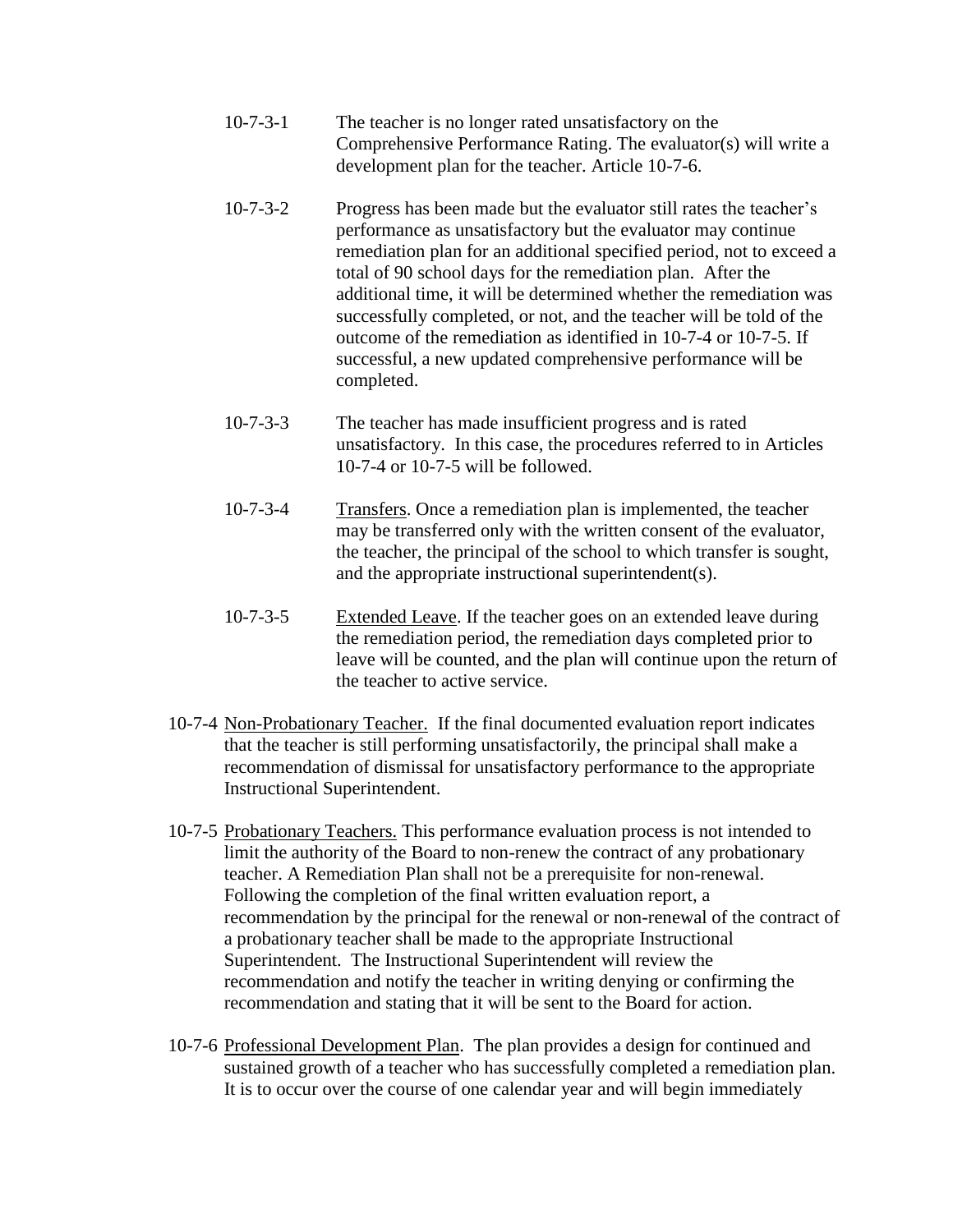10-7-3-1 The teacher is no longer rated unsatisfactory on the Comprehensive Performance Rating. The evaluator(s) will write a development plan for the teacher. Article 10-7-6.

10-7-3-2 Progress has been made but the evaluator still rates the teacher's performance as unsatisfactory but the evaluator may continue remediation plan for an additional specified period, not to exceed a total of 90 school days for the remediation plan. After the additional time, it will be determined whether the remediation was successfully completed, or not, and the teacher will be told of the outcome of the remediation as identified in 10-7-4 or 10-7-5. If successful, a new updated comprehensive performance will be completed.

10-7-3-3 The teacher has made insufficient progress and is rated unsatisfactory. In this case, the procedures referred to in Articles 10-7-4 or 10-7-5 will be followed.

10-7-3-4 Transfers. Once a remediation plan is implemented, the teacher may be transferred only with the written consent of the evaluator, the teacher, the principal of the school to which transfer is sought, and the appropriate instructional superintendent(s).

10-7-3-5 Extended Leave. If the teacher goes on an extended leave during the remediation period, the remediation days completed prior to leave will be counted, and the plan will continue upon the return of the teacher to active service.

10-7-4 Non-Probationary Teacher. If the final documented evaluation report indicates that the teacher is still performing unsatisfactorily, the principal shall make a recommendation of dismissal for unsatisfactory performance to the appropriate Instructional Superintendent.

10-7-5 Probationary Teachers. This performance evaluation process is not intended to limit the authority of the Board to non-renew the contract of any probationary teacher. A Remediation Plan shall not be a prerequisite for non-renewal. Following the completion of the final written evaluation report, a recommendation by the principal for the renewal or non-renewal of the contract of a probationary teacher shall be made to the appropriate Instructional Superintendent. The Instructional Superintendent will review the recommendation and notify the teacher in writing denying or confirming the recommendation and stating that it will be sent to the Board for action.

10-7-6 Professional Development Plan. The plan provides a design for continued and sustained growth of a teacher who has successfully completed a remediation plan. It is to occur over the course of one calendar year and will begin immediately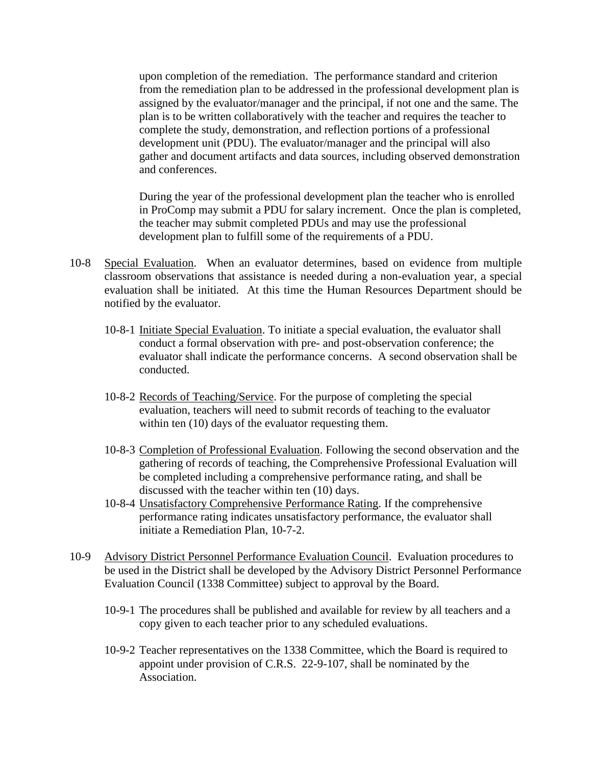upon completion of the remediation. The performance standard and criterion from the remediation plan to be addressed in the professional development plan is assigned by the evaluator/manager and the principal, if not one and the same. The plan is to be written collaboratively with the teacher and requires the teacher to complete the study, demonstration, and reflection portions of a professional development unit (PDU). The evaluator/manager and the principal will also gather and document artifacts and data sources, including observed demonstration and conferences.

During the year of the professional development plan the teacher who is enrolled in ProComp may submit a PDU for salary increment. Once the plan is completed, the teacher may submit completed PDUs and may use the professional development plan to fulfill some of the requirements of a PDU.

10-8 <u>Special Evaluation</u>. When an evaluator determines, based on evidence from multiple classroom observations that assistance is needed during a non-evaluation year, a special evaluation shall be initiated. At this time the Human Resources Department should be notified by the evaluator.

10-8-1 <u>Initiate Special Evaluation</u>. To initiate a special evaluation, the evaluator shall conduct a formal observation with pre- and post-observation conference; the evaluator shall indicate the performance concerns. A second observation shall be conducted.

10-8-2 <u>Records of Teaching/Service</u>. For the purpose of completing the special evaluation, teachers will need to submit records of teaching to the evaluator within ten (10) days of the evaluator requesting them.

10-8-3 <u>Completion of Professional Evaluation</u>. Following the second observation and the gathering of records of teaching, the Comprehensive Professional Evaluation will be completed including a comprehensive performance rating, and shall be discussed with the teacher within ten (10) days.

10-8-4 <u>Unsatisfactory Comprehensive Performance Rating</u>. If the comprehensive performance rating indicates unsatisfactory performance, the evaluator shall initiate a Remediation Plan, 10-7-2.

10-9 <u>Advisory District Personnel Performance Evaluation Council</u>. Evaluation procedures to be used in the District shall be developed by the Advisory District Personnel Performance Evaluation Council (1338 Committee) subject to approval by the Board.

10-9-1 The procedures shall be published and available for review by all teachers and a copy given to each teacher prior to any scheduled evaluations.

10-9-2 Teacher representatives on the 1338 Committee, which the Board is required to appoint under provision of C.R.S. 22-9-107, shall be nominated by the Association.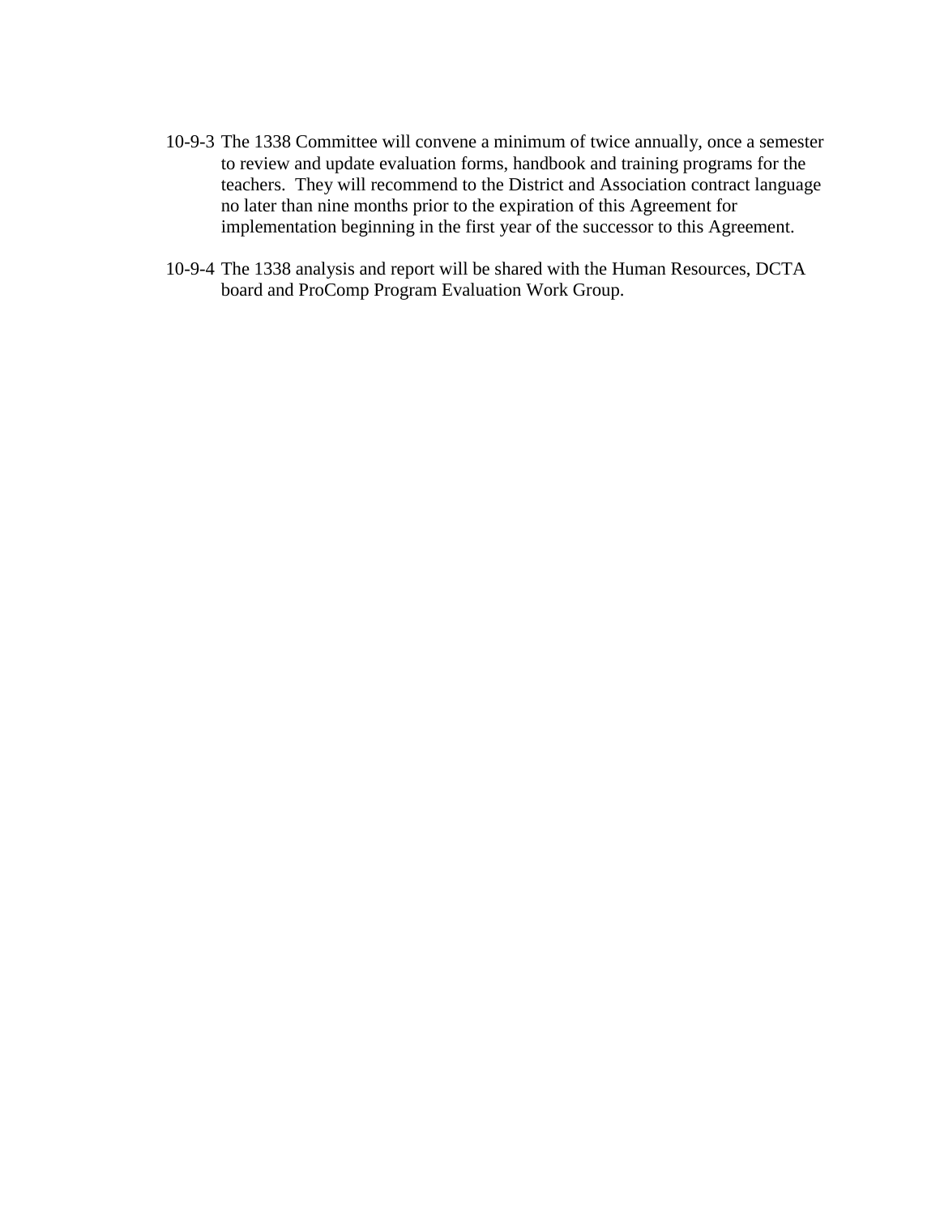10-9-3 The 1338 Committee will convene a minimum of twice annually, once a semester to review and update evaluation forms, handbook and training programs for the teachers. They will recommend to the District and Association contract language no later than nine months prior to the expiration of this Agreement for implementation beginning in the first year of the successor to this Agreement.

10-9-4 The 1338 analysis and report will be shared with the Human Resources, DCTA board and ProComp Program Evaluation Work Group.